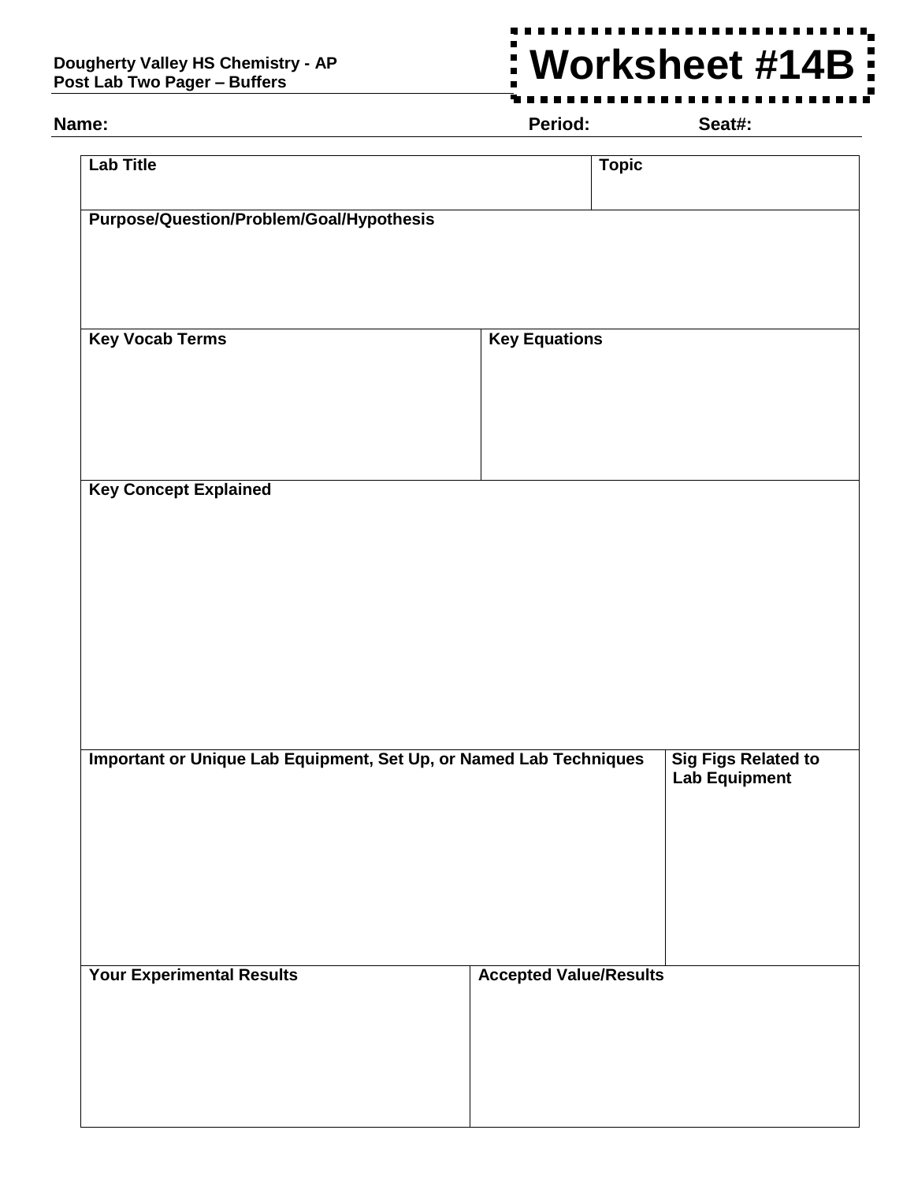**Dougherty Valley HS Chemistry - AP**
**Post Lab Two Pager – Buffers**

# Worksheet #14B

**Name:** **Period:** **Seat#:**

| **Lab Title** | **Topic** |
|---|---|
| | |

| **Purpose/Question/Problem/Goal/Hypothesis** |
|---|
| |

| **Key Vocab Terms** | **Key Equations** |
|---|---|
| | |

| **Key Concept Explained** |
|---|
| |

| **Important or Unique Lab Equipment, Set Up, or Named Lab Techniques** | **Sig Figs Related to Lab Equipment** |
|---|---|
| | |

| **Your Experimental Results** | **Accepted Value/Results** |
|---|---|
| | |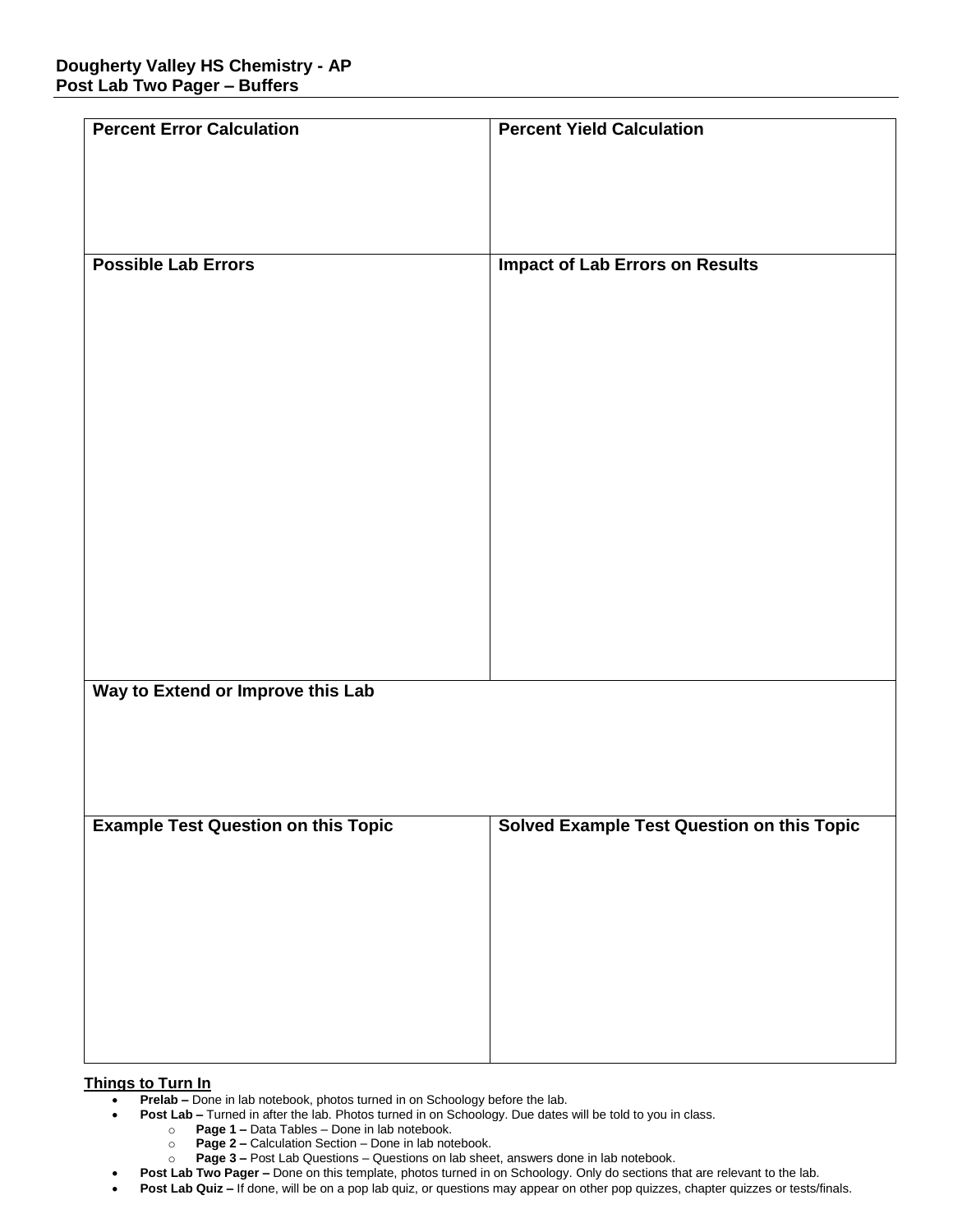**Dougherty Valley HS Chemistry - AP**
**Post Lab Two Pager – Buffers**

| | |
|---|---|
| **Percent Error Calculation** | **Percent Yield Calculation** |
| **Possible Lab Errors** | **Impact of Lab Errors on Results** |
| **Way to Extend or Improve this Lab** | |
| **Example Test Question on this Topic** | **Solved Example Test Question on this Topic** |

**Things to Turn In**

- **Prelab –** Done in lab notebook, photos turned in on Schoology before the lab.
- **Post Lab –** Turned in after the lab. Photos turned in on Schoology. Due dates will be told to you in class.
  - **Page 1 –** Data Tables – Done in lab notebook.
  - **Page 2 –** Calculation Section – Done in lab notebook.
  - **Page 3 –** Post Lab Questions – Questions on lab sheet, answers done in lab notebook.
- **Post Lab Two Pager –** Done on this template, photos turned in on Schoology. Only do sections that are relevant to the lab.
- **Post Lab Quiz –** If done, will be on a pop lab quiz, or questions may appear on other pop quizzes, chapter quizzes or tests/finals.